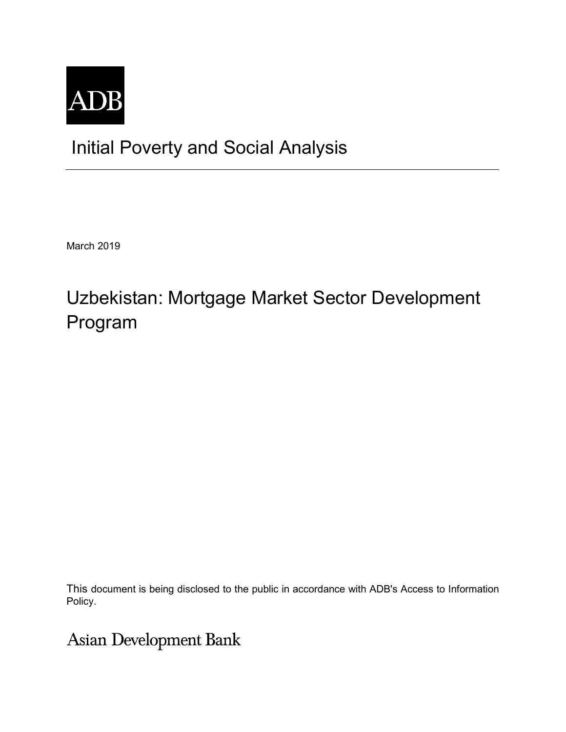ADB

# Initial Poverty and Social Analysis

March 2019

## Uzbekistan: Mortgage Market Sector Development Program

This document is being disclosed to the public in accordance with ADB's Access to Information Policy.

Asian Development Bank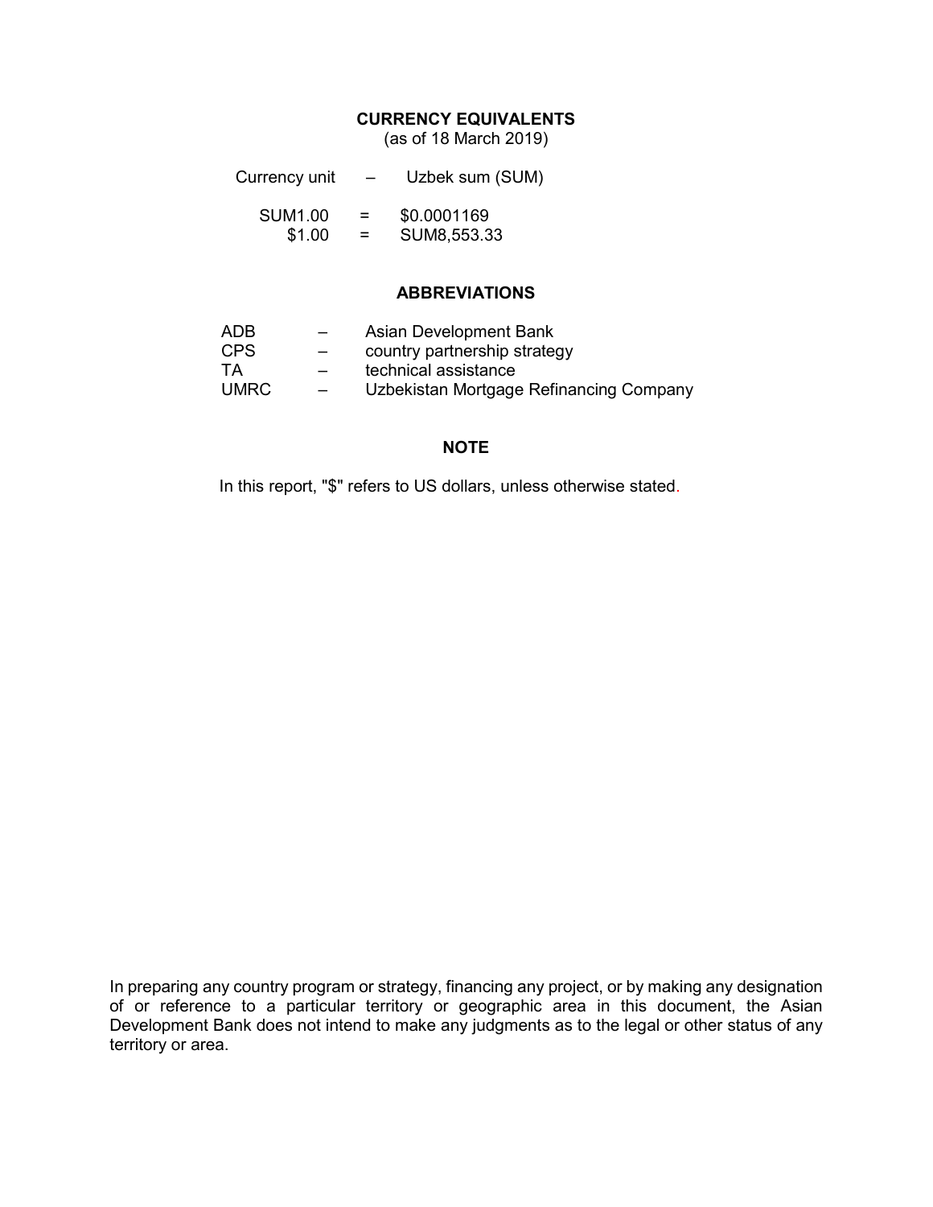## CURRENCY EQUIVALENTS

(as of 18 March 2019)

| | | |
|---|---|---|
| Currency unit | – | Uzbek sum (SUM) |
| SUM1.00 | = | $0.0001169 |
| $1.00 | = | SUM8,553.33 |

## ABBREVIATIONS

| | | |
|---|---|---|
| ADB | – | Asian Development Bank |
| CPS | – | country partnership strategy |
| TA | – | technical assistance |
| UMRC | – | Uzbekistan Mortgage Refinancing Company |

## NOTE

In this report, "$" refers to US dollars, unless otherwise stated.

In preparing any country program or strategy, financing any project, or by making any designation of or reference to a particular territory or geographic area in this document, the Asian Development Bank does not intend to make any judgments as to the legal or other status of any territory or area.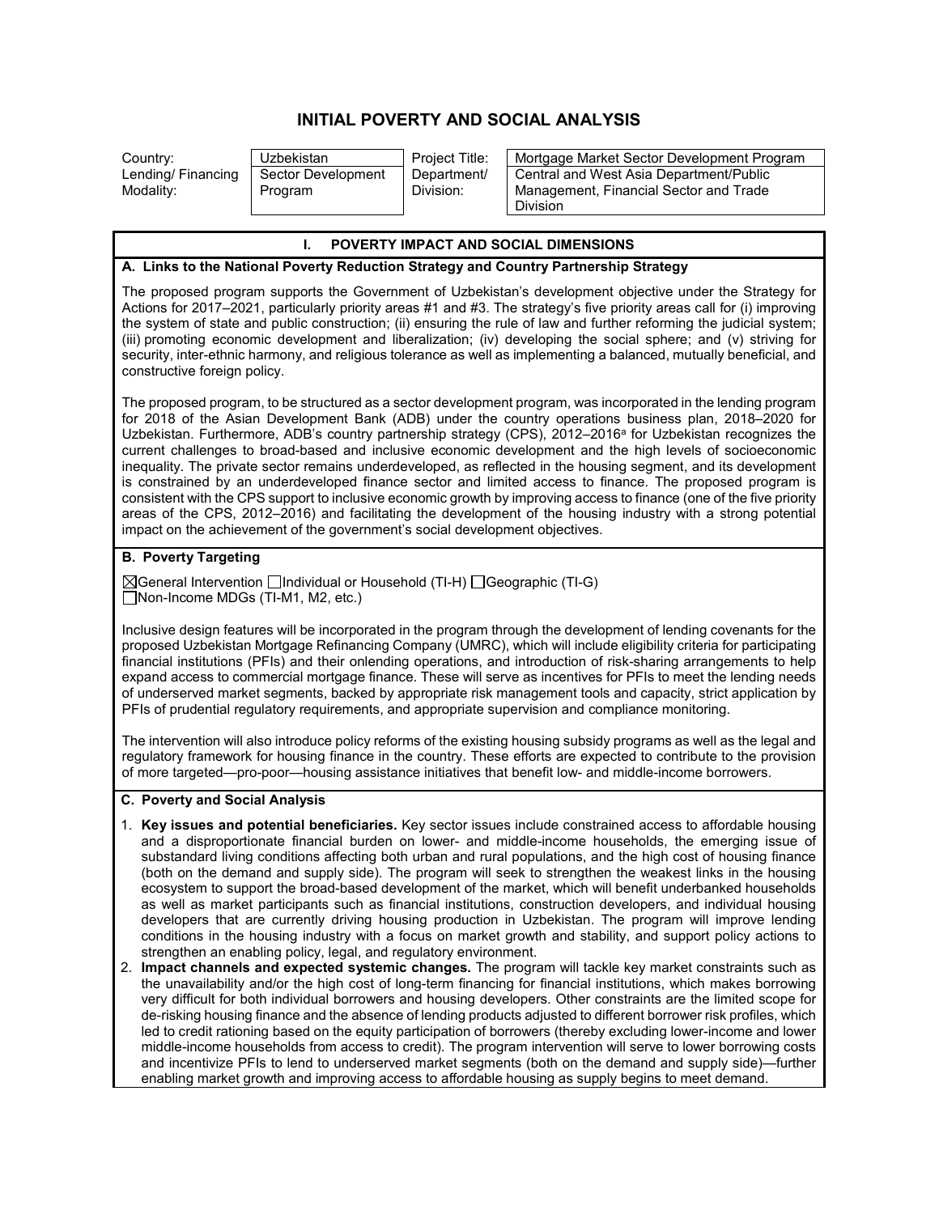# INITIAL POVERTY AND SOCIAL ANALYSIS

| Country: | Uzbekistan | Project Title: | Mortgage Market Sector Development Program |
|---|---|---|---|
| Lending/ Financing Modality: | Sector Development Program | Department/ Division: | Central and West Asia Department/Public Management, Financial Sector and Trade Division |

## I. POVERTY IMPACT AND SOCIAL DIMENSIONS

### A. Links to the National Poverty Reduction Strategy and Country Partnership Strategy

The proposed program supports the Government of Uzbekistan's development objective under the Strategy for Actions for 2017–2021, particularly priority areas #1 and #3. The strategy's five priority areas call for (i) improving the system of state and public construction; (ii) ensuring the rule of law and further reforming the judicial system; (iii) promoting economic development and liberalization; (iv) developing the social sphere; and (v) striving for security, inter-ethnic harmony, and religious tolerance as well as implementing a balanced, mutually beneficial, and constructive foreign policy.

The proposed program, to be structured as a sector development program, was incorporated in the lending program for 2018 of the Asian Development Bank (ADB) under the country operations business plan, 2018–2020 for Uzbekistan. Furthermore, ADB's country partnership strategy (CPS), 2012–2016[a] for Uzbekistan recognizes the current challenges to broad-based and inclusive economic development and the high levels of socioeconomic inequality. The private sector remains underdeveloped, as reflected in the housing segment, and its development is constrained by an underdeveloped finance sector and limited access to finance. The proposed program is consistent with the CPS support to inclusive economic growth by improving access to finance (one of the five priority areas of the CPS, 2012–2016) and facilitating the development of the housing industry with a strong potential impact on the achievement of the government's social development objectives.

### B. Poverty Targeting

☒General Intervention ☐Individual or Household (TI-H) ☐Geographic (TI-G) ☐Non-Income MDGs (TI-M1, M2, etc.)

Inclusive design features will be incorporated in the program through the development of lending covenants for the proposed Uzbekistan Mortgage Refinancing Company (UMRC), which will include eligibility criteria for participating financial institutions (PFIs) and their onlending operations, and introduction of risk-sharing arrangements to help expand access to commercial mortgage finance. These will serve as incentives for PFIs to meet the lending needs of underserved market segments, backed by appropriate risk management tools and capacity, strict application by PFIs of prudential regulatory requirements, and appropriate supervision and compliance monitoring.

The intervention will also introduce policy reforms of the existing housing subsidy programs as well as the legal and regulatory framework for housing finance in the country. These efforts are expected to contribute to the provision of more targeted—pro-poor—housing assistance initiatives that benefit low- and middle-income borrowers.

### C. Poverty and Social Analysis

1. **Key issues and potential beneficiaries.** Key sector issues include constrained access to affordable housing and a disproportionate financial burden on lower- and middle-income households, the emerging issue of substandard living conditions affecting both urban and rural populations, and the high cost of housing finance (both on the demand and supply side). The program will seek to strengthen the weakest links in the housing ecosystem to support the broad-based development of the market, which will benefit underbanked households as well as market participants such as financial institutions, construction developers, and individual housing developers that are currently driving housing production in Uzbekistan. The program will improve lending conditions in the housing industry with a focus on market growth and stability, and support policy actions to strengthen an enabling policy, legal, and regulatory environment.
2. **Impact channels and expected systemic changes.** The program will tackle key market constraints such as the unavailability and/or the high cost of long-term financing for financial institutions, which makes borrowing very difficult for both individual borrowers and housing developers. Other constraints are the limited scope for de-risking housing finance and the absence of lending products adjusted to different borrower risk profiles, which led to credit rationing based on the equity participation of borrowers (thereby excluding lower-income and lower middle-income households from access to credit). The program intervention will serve to lower borrowing costs and incentivize PFIs to lend to underserved market segments (both on the demand and supply side)—further enabling market growth and improving access to affordable housing as supply begins to meet demand.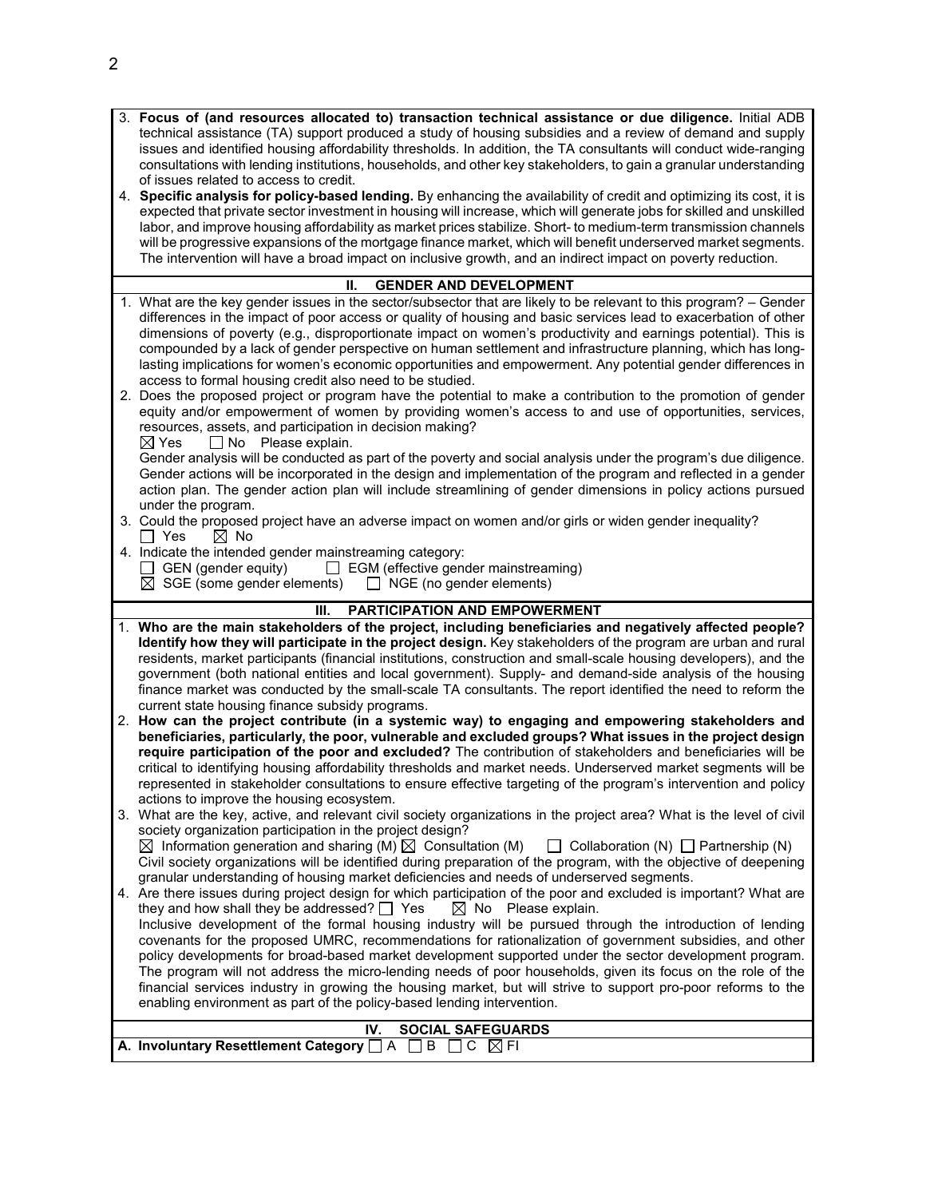3. **Focus of (and resources allocated to) transaction technical assistance or due diligence.** Initial ADB technical assistance (TA) support produced a study of housing subsidies and a review of demand and supply issues and identified housing affordability thresholds. In addition, the TA consultants will conduct wide-ranging consultations with lending institutions, households, and other key stakeholders, to gain a granular understanding of issues related to access to credit.
4. **Specific analysis for policy-based lending.** By enhancing the availability of credit and optimizing its cost, it is expected that private sector investment in housing will increase, which will generate jobs for skilled and unskilled labor, and improve housing affordability as market prices stabilize. Short- to medium-term transmission channels will be progressive expansions of the mortgage finance market, which will benefit underserved market segments. The intervention will have a broad impact on inclusive growth, and an indirect impact on poverty reduction.

## II. GENDER AND DEVELOPMENT

1. What are the key gender issues in the sector/subsector that are likely to be relevant to this program? – Gender differences in the impact of poor access or quality of housing and basic services lead to exacerbation of other dimensions of poverty (e.g., disproportionate impact on women's productivity and earnings potential). This is compounded by a lack of gender perspective on human settlement and infrastructure planning, which has long-lasting implications for women's economic opportunities and empowerment. Any potential gender differences in access to formal housing credit also need to be studied.
2. Does the proposed project or program have the potential to make a contribution to the promotion of gender equity and/or empowerment of women by providing women's access to and use of opportunities, services, resources, assets, and participation in decision making?
   ☒ Yes ☐ No Please explain.
   Gender analysis will be conducted as part of the poverty and social analysis under the program's due diligence. Gender actions will be incorporated in the design and implementation of the program and reflected in a gender action plan. The gender action plan will include streamlining of gender dimensions in policy actions pursued under the program.
3. Could the proposed project have an adverse impact on women and/or girls or widen gender inequality?
   ☐ Yes ☒ No
4. Indicate the intended gender mainstreaming category:
   ☐ GEN (gender equity) ☐ EGM (effective gender mainstreaming)
   ☒ SGE (some gender elements) ☐ NGE (no gender elements)

## III. PARTICIPATION AND EMPOWERMENT

1. **Who are the main stakeholders of the project, including beneficiaries and negatively affected people? Identify how they will participate in the project design.** Key stakeholders of the program are urban and rural residents, market participants (financial institutions, construction and small-scale housing developers), and the government (both national entities and local government). Supply- and demand-side analysis of the housing finance market was conducted by the small-scale TA consultants. The report identified the need to reform the current state housing finance subsidy programs.
2. **How can the project contribute (in a systemic way) to engaging and empowering stakeholders and beneficiaries, particularly, the poor, vulnerable and excluded groups? What issues in the project design require participation of the poor and excluded?** The contribution of stakeholders and beneficiaries will be critical to identifying housing affordability thresholds and market needs. Underserved market segments will be represented in stakeholder consultations to ensure effective targeting of the program's intervention and policy actions to improve the housing ecosystem.
3. What are the key, active, and relevant civil society organizations in the project area? What is the level of civil society organization participation in the project design?
   ☒ Information generation and sharing (M) ☒ Consultation (M) ☐ Collaboration (N) ☐ Partnership (N)
   Civil society organizations will be identified during preparation of the program, with the objective of deepening granular understanding of housing market deficiencies and needs of underserved segments.
4. Are there issues during project design for which participation of the poor and excluded is important? What are they and how shall they be addressed? ☐ Yes ☒ No Please explain.
   Inclusive development of the formal housing industry will be pursued through the introduction of lending covenants for the proposed UMRC, recommendations for rationalization of government subsidies, and other policy developments for broad-based market development supported under the sector development program. The program will not address the micro-lending needs of poor households, given its focus on the role of the financial services industry in growing the housing market, but will strive to support pro-poor reforms to the enabling environment as part of the policy-based lending intervention.

## IV. SOCIAL SAFEGUARDS

**A. Involuntary Resettlement Category** ☐ A ☐ B ☐ C ☒ FI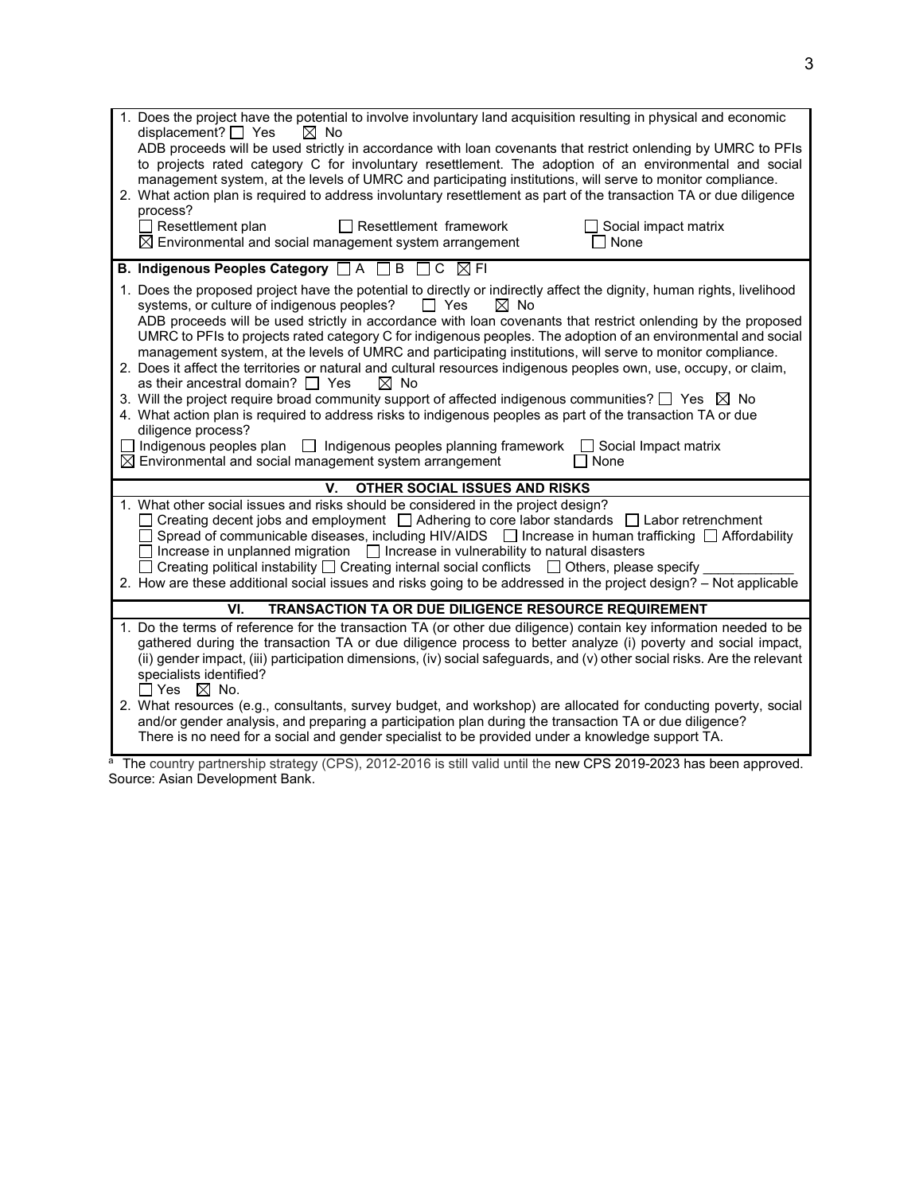1. Does the project have the potential to involve involuntary land acquisition resulting in physical and economic displacement? ☐ Yes ☒ No
   ADB proceeds will be used strictly in accordance with loan covenants that restrict onlending by UMRC to PFIs to projects rated category C for involuntary resettlement. The adoption of an environmental and social management system, at the levels of UMRC and participating institutions, will serve to monitor compliance.
2. What action plan is required to address involuntary resettlement as part of the transaction TA or due diligence process?
   ☐ Resettlement plan ☐ Resettlement framework ☐ Social impact matrix
   ☒ Environmental and social management system arrangement ☐ None

**B. Indigenous Peoples Category** ☐ A ☐ B ☐ C ☒ FI

1. Does the proposed project have the potential to directly or indirectly affect the dignity, human rights, livelihood systems, or culture of indigenous peoples? ☐ Yes ☒ No
   ADB proceeds will be used strictly in accordance with loan covenants that restrict onlending by the proposed UMRC to PFIs to projects rated category C for indigenous peoples. The adoption of an environmental and social management system, at the levels of UMRC and participating institutions, will serve to monitor compliance.
2. Does it affect the territories or natural and cultural resources indigenous peoples own, use, occupy, or claim, as their ancestral domain? ☐ Yes ☒ No
3. Will the project require broad community support of affected indigenous communities? ☐ Yes ☒ No
4. What action plan is required to address risks to indigenous peoples as part of the transaction TA or due diligence process?
   ☐ Indigenous peoples plan ☐ Indigenous peoples planning framework ☐ Social Impact matrix
   ☒ Environmental and social management system arrangement ☐ None

## V. OTHER SOCIAL ISSUES AND RISKS

1. What other social issues and risks should be considered in the project design?
   ☐ Creating decent jobs and employment ☐ Adhering to core labor standards ☐ Labor retrenchment
   ☐ Spread of communicable diseases, including HIV/AIDS ☐ Increase in human trafficking ☐ Affordability
   ☐ Increase in unplanned migration ☐ Increase in vulnerability to natural disasters
   ☐ Creating political instability ☐ Creating internal social conflicts ☐ Others, please specify ____________
2. How are these additional social issues and risks going to be addressed in the project design? – Not applicable

## VI. TRANSACTION TA OR DUE DILIGENCE RESOURCE REQUIREMENT

1. Do the terms of reference for the transaction TA (or other due diligence) contain key information needed to be gathered during the transaction TA or due diligence process to better analyze (i) poverty and social impact, (ii) gender impact, (iii) participation dimensions, (iv) social safeguards, and (v) other social risks. Are the relevant specialists identified?
   ☐ Yes ☒ No.
2. What resources (e.g., consultants, survey budget, and workshop) are allocated for conducting poverty, social and/or gender analysis, and preparing a participation plan during the transaction TA or due diligence?
   There is no need for a social and gender specialist to be provided under a knowledge support TA.

[a] The country partnership strategy (CPS), 2012-2016 is still valid until the new CPS 2019-2023 has been approved.
Source: Asian Development Bank.